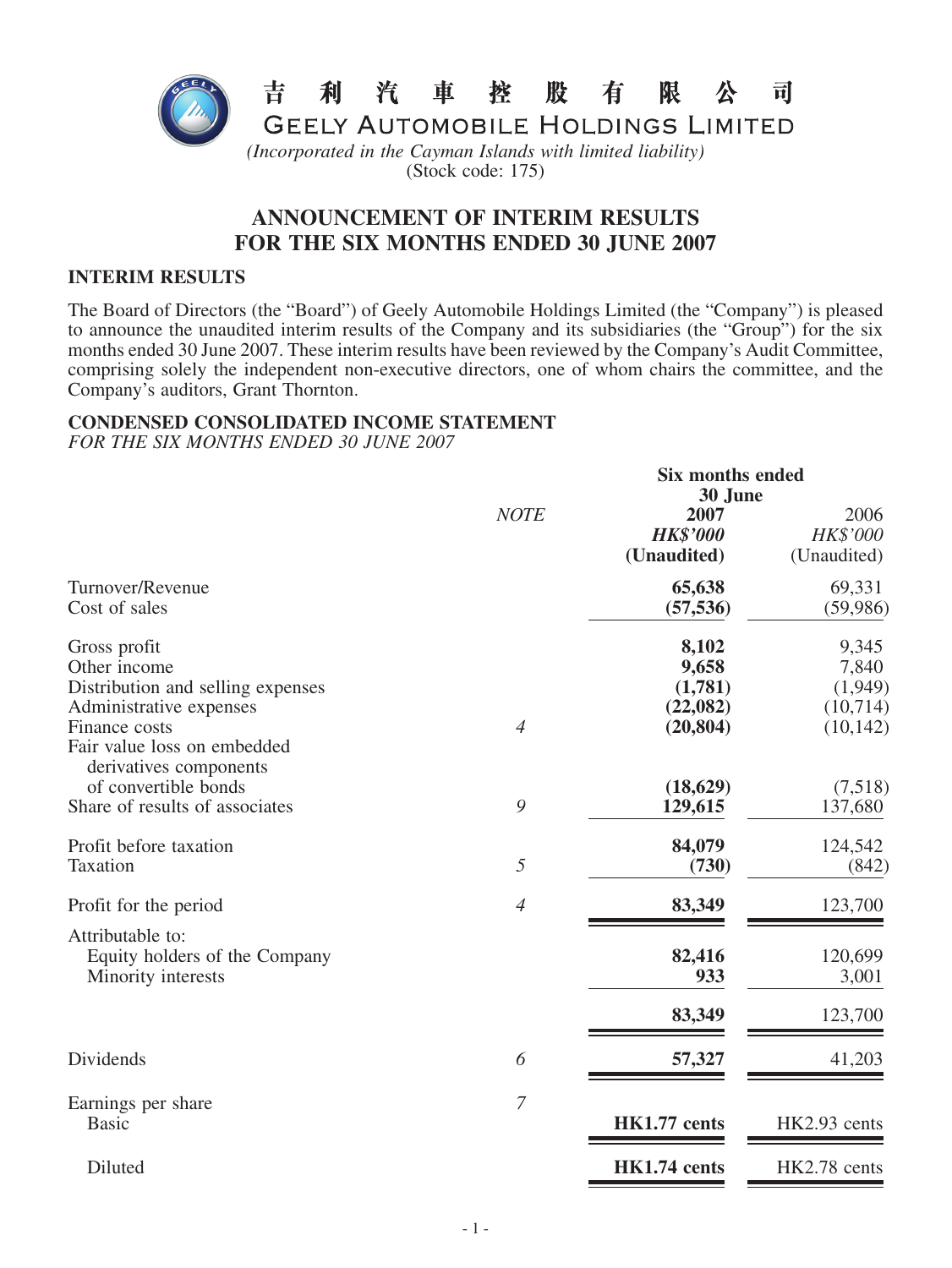# 吉利汽車控股有限公司

# GEELY AUTOMOBILE HOLDINGS LIMITED

*(Incorporated in the Cayman Islands with limited liability)*

(Stock code: 175)

## ANNOUNCEMENT OF INTERIM RESULTS FOR THE SIX MONTHS ENDED 30 JUNE 2007

### INTERIM RESULTS

The Board of Directors (the "Board") of Geely Automobile Holdings Limited (the "Company") is pleased to announce the unaudited interim results of the Company and its subsidiaries (the "Group") for the six months ended 30 June 2007. These interim results have been reviewed by the Company's Audit Committee, comprising solely the independent non-executive directors, one of whom chairs the committee, and the Company's auditors, Grant Thornton.

### CONDENSED CONSOLIDATED INCOME STATEMENT

*FOR THE SIX MONTHS ENDED 30 JUNE 2007*

| | *NOTE* | **Six months ended 30 June** | |
|---|---|---|---|
| | | **2007** | 2006 |
| | | ***HK$'000*** | *HK$'000* |
| | | **(Unaudited)** | (Unaudited) |
| Turnover/Revenue | | **65,638** | 69,331 |
| Cost of sales | | **(57,536)** | (59,986) |
| Gross profit | | **8,102** | 9,345 |
| Other income | | **9,658** | 7,840 |
| Distribution and selling expenses | | **(1,781)** | (1,949) |
| Administrative expenses | | **(22,082)** | (10,714) |
| Finance costs | *4* | **(20,804)** | (10,142) |
| Fair value loss on embedded derivatives components of convertible bonds | | **(18,629)** | (7,518) |
| Share of results of associates | *9* | **129,615** | 137,680 |
| Profit before taxation | | **84,079** | 124,542 |
| Taxation | *5* | **(730)** | (842) |
| Profit for the period | *4* | **83,349** | 123,700 |
| Attributable to: | | | |
| Equity holders of the Company | | **82,416** | 120,699 |
| Minority interests | | **933** | 3,001 |
| | | **83,349** | 123,700 |
| Dividends | *6* | **57,327** | 41,203 |
| Earnings per share | *7* | | |
| Basic | | **HK1.77 cents** | HK2.93 cents |
| Diluted | | **HK1.74 cents** | HK2.78 cents |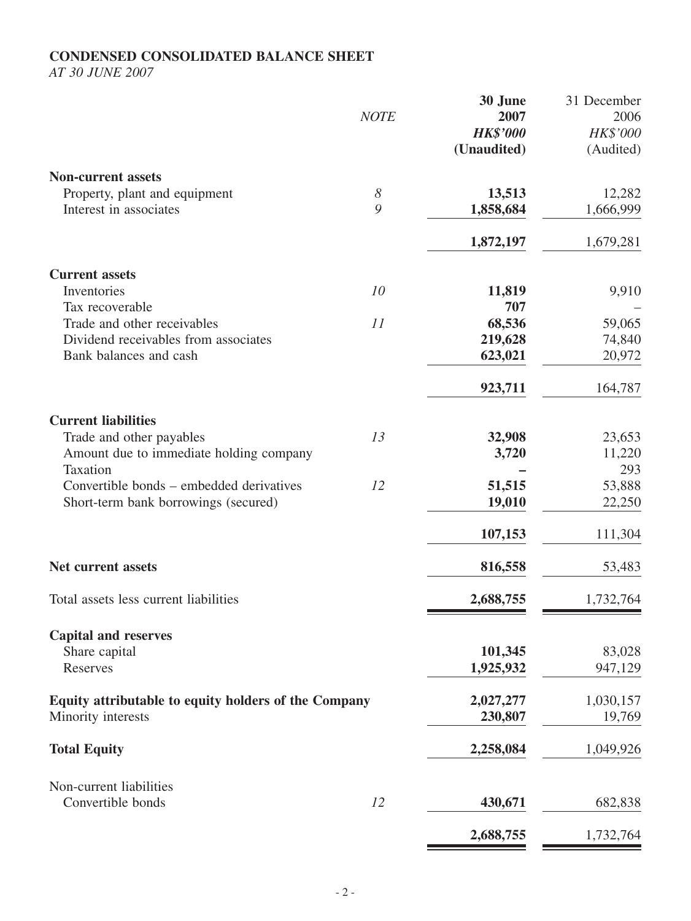**CONDENSED CONSOLIDATED BALANCE SHEET**

*AT 30 JUNE 2007*

| | *NOTE* | **30 June 2007** | 31 December 2006 |
|---|---|---|---|
| | | ***HK$'000*** | *HK$'000* |
| | | **(Unaudited)** | (Audited) |
| **Non-current assets** | | | |
| Property, plant and equipment | *8* | **13,513** | 12,282 |
| Interest in associates | *9* | **1,858,684** | 1,666,999 |
| | | **1,872,197** | 1,679,281 |
| **Current assets** | | | |
| Inventories | *10* | **11,819** | 9,910 |
| Tax recoverable | | **707** | – |
| Trade and other receivables | *11* | **68,536** | 59,065 |
| Dividend receivables from associates | | **219,628** | 74,840 |
| Bank balances and cash | | **623,021** | 20,972 |
| | | **923,711** | 164,787 |
| **Current liabilities** | | | |
| Trade and other payables | *13* | **32,908** | 23,653 |
| Amount due to immediate holding company | | **3,720** | 11,220 |
| Taxation | | **–** | 293 |
| Convertible bonds – embedded derivatives | *12* | **51,515** | 53,888 |
| Short-term bank borrowings (secured) | | **19,010** | 22,250 |
| | | **107,153** | 111,304 |
| **Net current assets** | | **816,558** | 53,483 |
| Total assets less current liabilities | | **2,688,755** | 1,732,764 |
| **Capital and reserves** | | | |
| Share capital | | **101,345** | 83,028 |
| Reserves | | **1,925,932** | 947,129 |
| **Equity attributable to equity holders of the Company** | | **2,027,277** | 1,030,157 |
| Minority interests | | **230,807** | 19,769 |
| **Total Equity** | | **2,258,084** | 1,049,926 |
| Non-current liabilities | | | |
| Convertible bonds | *12* | **430,671** | 682,838 |
| | | **2,688,755** | 1,732,764 |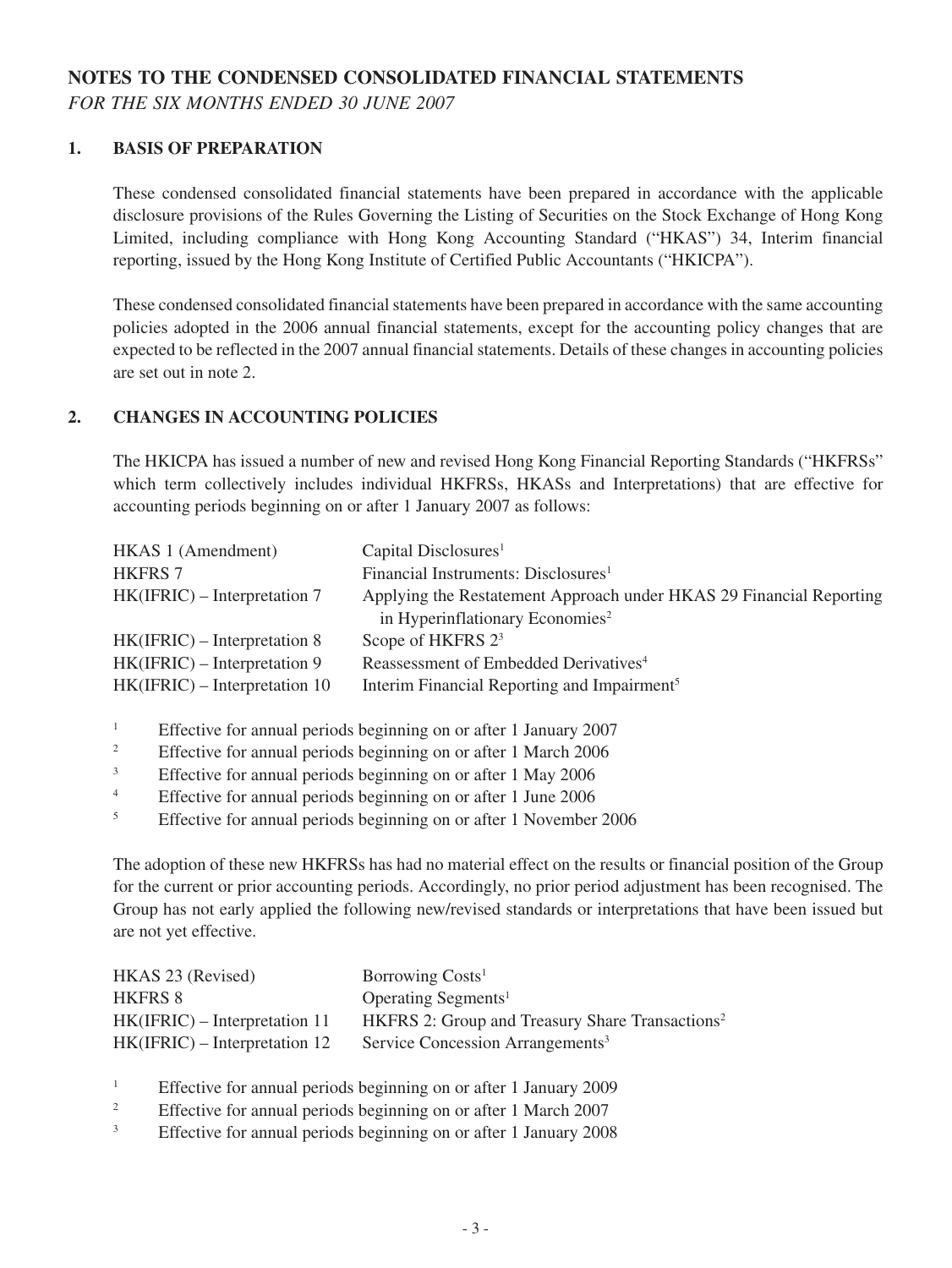## NOTES TO THE CONDENSED CONSOLIDATED FINANCIAL STATEMENTS

*FOR THE SIX MONTHS ENDED 30 JUNE 2007*

### 1. BASIS OF PREPARATION

These condensed consolidated financial statements have been prepared in accordance with the applicable disclosure provisions of the Rules Governing the Listing of Securities on the Stock Exchange of Hong Kong Limited, including compliance with Hong Kong Accounting Standard ("HKAS") 34, Interim financial reporting, issued by the Hong Kong Institute of Certified Public Accountants ("HKICPA").

These condensed consolidated financial statements have been prepared in accordance with the same accounting policies adopted in the 2006 annual financial statements, except for the accounting policy changes that are expected to be reflected in the 2007 annual financial statements. Details of these changes in accounting policies are set out in note 2.

### 2. CHANGES IN ACCOUNTING POLICIES

The HKICPA has issued a number of new and revised Hong Kong Financial Reporting Standards ("HKFRSs" which term collectively includes individual HKFRSs, HKASs and Interpretations) that are effective for accounting periods beginning on or after 1 January 2007 as follows:

| | |
|---|---|
| HKAS 1 (Amendment) | Capital Disclosures[1] |
| HKFRS 7 | Financial Instruments: Disclosures[1] |
| HK(IFRIC) – Interpretation 7 | Applying the Restatement Approach under HKAS 29 Financial Reporting in Hyperinflationary Economies[2] |
| HK(IFRIC) – Interpretation 8 | Scope of HKFRS 2[3] |
| HK(IFRIC) – Interpretation 9 | Reassessment of Embedded Derivatives[4] |
| HK(IFRIC) – Interpretation 10 | Interim Financial Reporting and Impairment[5] |

[1] Effective for annual periods beginning on or after 1 January 2007
[2] Effective for annual periods beginning on or after 1 March 2006
[3] Effective for annual periods beginning on or after 1 May 2006
[4] Effective for annual periods beginning on or after 1 June 2006
[5] Effective for annual periods beginning on or after 1 November 2006

The adoption of these new HKFRSs has had no material effect on the results or financial position of the Group for the current or prior accounting periods. Accordingly, no prior period adjustment has been recognised. The Group has not early applied the following new/revised standards or interpretations that have been issued but are not yet effective.

| | |
|---|---|
| HKAS 23 (Revised) | Borrowing Costs[1] |
| HKFRS 8 | Operating Segments[1] |
| HK(IFRIC) – Interpretation 11 | HKFRS 2: Group and Treasury Share Transactions[2] |
| HK(IFRIC) – Interpretation 12 | Service Concession Arrangements[3] |

[1] Effective for annual periods beginning on or after 1 January 2009
[2] Effective for annual periods beginning on or after 1 March 2007
[3] Effective for annual periods beginning on or after 1 January 2008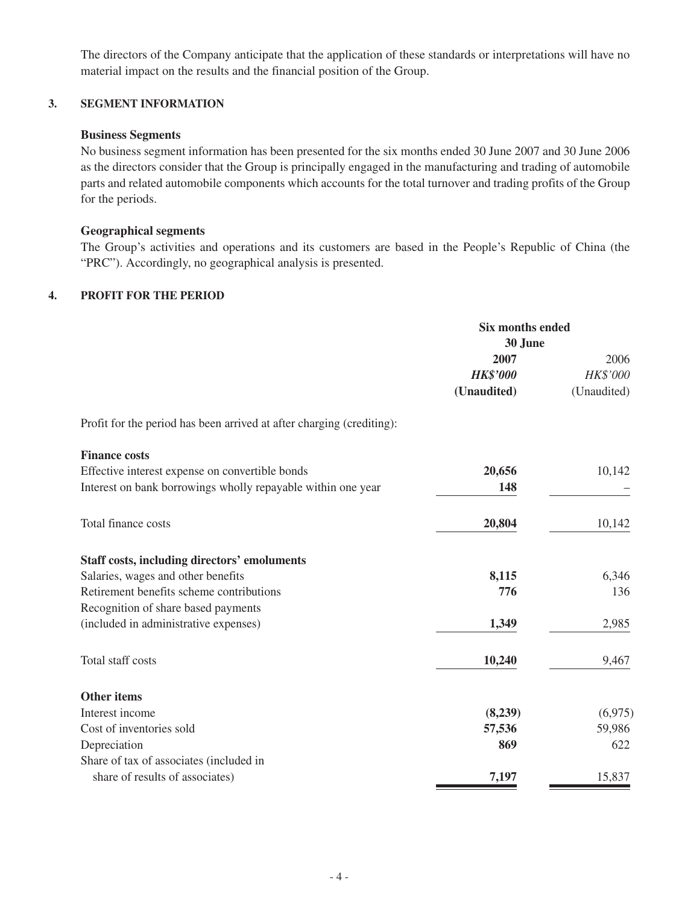The directors of the Company anticipate that the application of these standards or interpretations will have no material impact on the results and the financial position of the Group.

## 3. SEGMENT INFORMATION

### Business Segments

No business segment information has been presented for the six months ended 30 June 2007 and 30 June 2006 as the directors consider that the Group is principally engaged in the manufacturing and trading of automobile parts and related automobile components which accounts for the total turnover and trading profits of the Group for the periods.

### Geographical segments

The Group's activities and operations and its customers are based in the People's Republic of China (the "PRC"). Accordingly, no geographical analysis is presented.

## 4. PROFIT FOR THE PERIOD

| | Six months ended 30 June | |
|---|---|---|
| | **2007** | 2006 |
| | ***HK$'000*** | *HK$'000* |
| | **(Unaudited)** | (Unaudited) |
| Profit for the period has been arrived at after charging (crediting): | | |
| **Finance costs** | | |
| Effective interest expense on convertible bonds | **20,656** | 10,142 |
| Interest on bank borrowings wholly repayable within one year | **148** | – |
| Total finance costs | **20,804** | 10,142 |
| **Staff costs, including directors' emoluments** | | |
| Salaries, wages and other benefits | **8,115** | 6,346 |
| Retirement benefits scheme contributions | **776** | 136 |
| Recognition of share based payments (included in administrative expenses) | **1,349** | 2,985 |
| Total staff costs | **10,240** | 9,467 |
| **Other items** | | |
| Interest income | **(8,239)** | (6,975) |
| Cost of inventories sold | **57,536** | 59,986 |
| Depreciation | **869** | 622 |
| Share of tax of associates (included in share of results of associates) | **7,197** | 15,837 |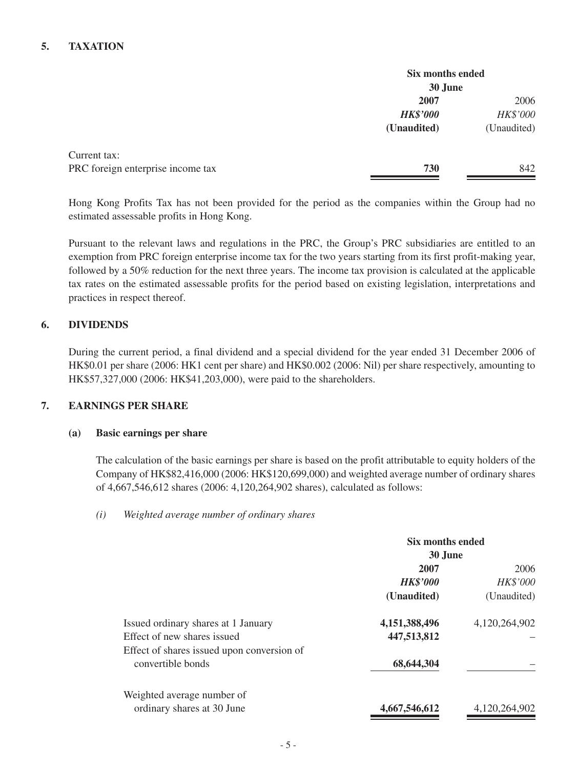## 5. TAXATION

| | Six months ended 30 June | |
|---|---|---|
| | **2007** | 2006 |
| | ***HK$'000*** | *HK$'000* |
| | **(Unaudited)** | (Unaudited) |
| Current tax: | | |
| PRC foreign enterprise income tax | **730** | 842 |

Hong Kong Profits Tax has not been provided for the period as the companies within the Group had no estimated assessable profits in Hong Kong.

Pursuant to the relevant laws and regulations in the PRC, the Group's PRC subsidiaries are entitled to an exemption from PRC foreign enterprise income tax for the two years starting from its first profit-making year, followed by a 50% reduction for the next three years. The income tax provision is calculated at the applicable tax rates on the estimated assessable profits for the period based on existing legislation, interpretations and practices in respect thereof.

## 6. DIVIDENDS

During the current period, a final dividend and a special dividend for the year ended 31 December 2006 of HK$0.01 per share (2006: HK1 cent per share) and HK$0.002 (2006: Nil) per share respectively, amounting to HK$57,327,000 (2006: HK$41,203,000), were paid to the shareholders.

## 7. EARNINGS PER SHARE

### (a) Basic earnings per share

The calculation of the basic earnings per share is based on the profit attributable to equity holders of the Company of HK$82,416,000 (2006: HK$120,699,000) and weighted average number of ordinary shares of 4,667,546,612 shares (2006: 4,120,264,902 shares), calculated as follows:

*(i) Weighted average number of ordinary shares*

| | Six months ended 30 June | |
|---|---|---|
| | **2007** | 2006 |
| | ***HK$'000*** | *HK$'000* |
| | **(Unaudited)** | (Unaudited) |
| Issued ordinary shares at 1 January | **4,151,388,496** | 4,120,264,902 |
| Effect of new shares issued | **447,513,812** | – |
| Effect of shares issued upon conversion of convertible bonds | **68,644,304** | – |
| Weighted average number of ordinary shares at 30 June | **4,667,546,612** | 4,120,264,902 |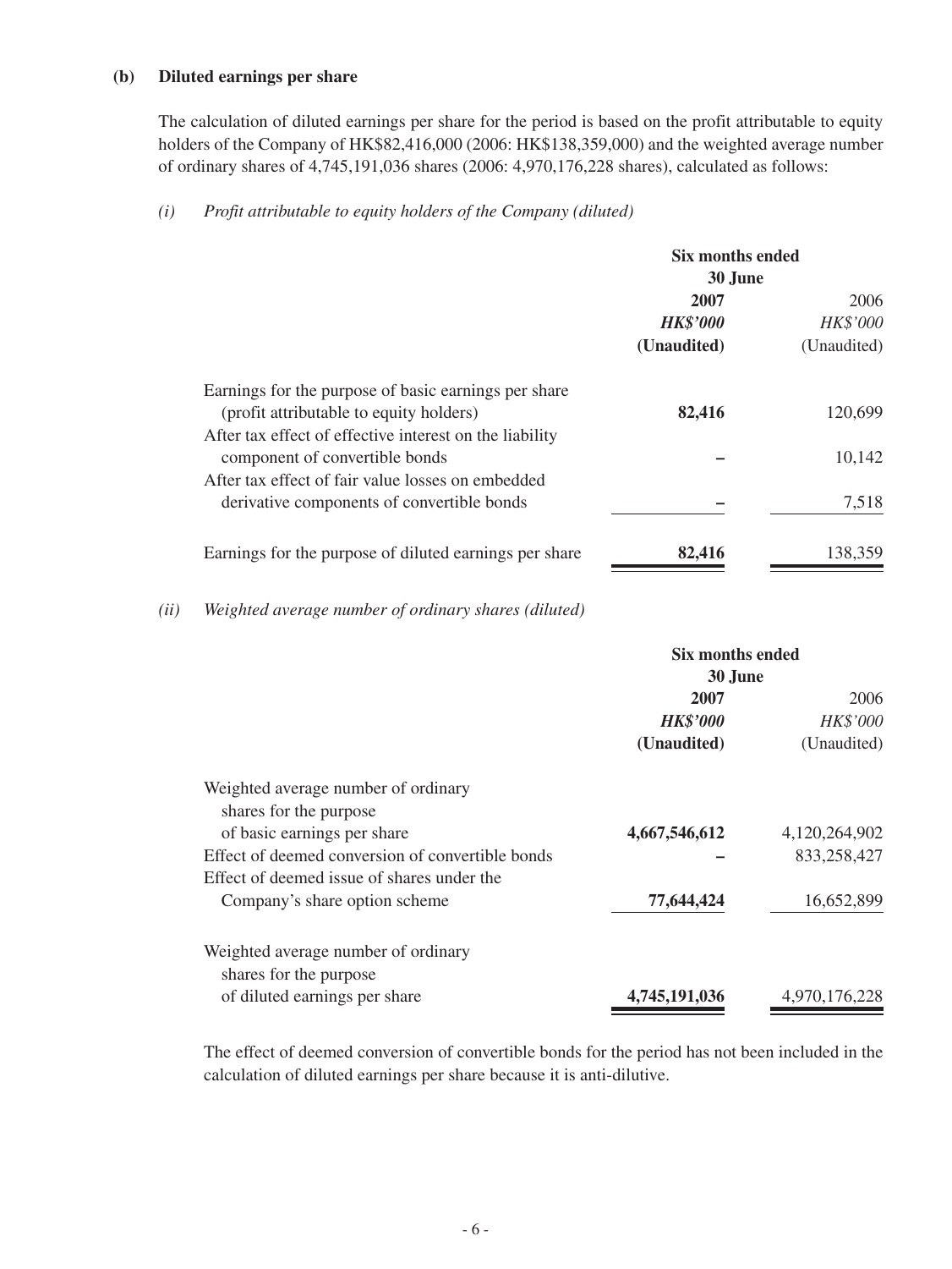**(b) Diluted earnings per share**

The calculation of diluted earnings per share for the period is based on the profit attributable to equity holders of the Company of HK$82,416,000 (2006: HK$138,359,000) and the weighted average number of ordinary shares of 4,745,191,036 shares (2006: 4,970,176,228 shares), calculated as follows:

*(i) Profit attributable to equity holders of the Company (diluted)*

| | Six months ended 30 June | |
|---|---|---|
| | **2007** | 2006 |
| | ***HK$'000*** | *HK$'000* |
| | **(Unaudited)** | (Unaudited) |
| Earnings for the purpose of basic earnings per share (profit attributable to equity holders) | **82,416** | 120,699 |
| After tax effect of effective interest on the liability component of convertible bonds | **–** | 10,142 |
| After tax effect of fair value losses on embedded derivative components of convertible bonds | **–** | 7,518 |
| Earnings for the purpose of diluted earnings per share | **82,416** | 138,359 |

*(ii) Weighted average number of ordinary shares (diluted)*

| | Six months ended 30 June | |
|---|---|---|
| | **2007** | 2006 |
| | ***HK$'000*** | *HK$'000* |
| | **(Unaudited)** | (Unaudited) |
| Weighted average number of ordinary shares for the purpose of basic earnings per share | **4,667,546,612** | 4,120,264,902 |
| Effect of deemed conversion of convertible bonds | **–** | 833,258,427 |
| Effect of deemed issue of shares under the Company's share option scheme | **77,644,424** | 16,652,899 |
| Weighted average number of ordinary shares for the purpose of diluted earnings per share | **4,745,191,036** | 4,970,176,228 |

The effect of deemed conversion of convertible bonds for the period has not been included in the calculation of diluted earnings per share because it is anti-dilutive.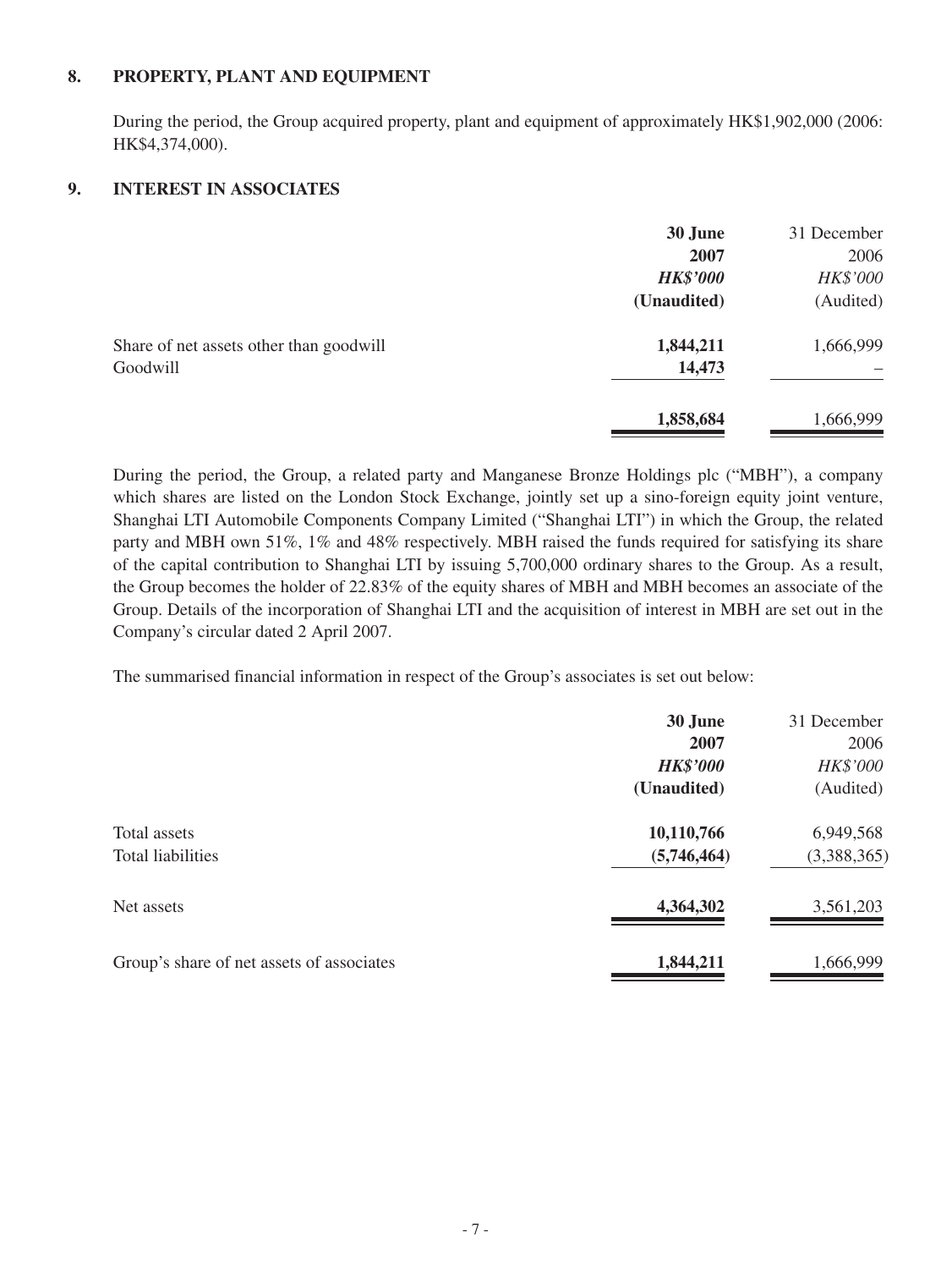## 8. PROPERTY, PLANT AND EQUIPMENT

During the period, the Group acquired property, plant and equipment of approximately HK$1,902,000 (2006: HK$4,374,000).

## 9. INTEREST IN ASSOCIATES

| | **30 June 2007** | 31 December 2006 |
|---|---|---|
| | ***HK$'000*** | *HK$'000* |
| | **(Unaudited)** | (Audited) |
| Share of net assets other than goodwill | **1,844,211** | 1,666,999 |
| Goodwill | **14,473** | – |
| | **1,858,684** | 1,666,999 |

During the period, the Group, a related party and Manganese Bronze Holdings plc ("MBH"), a company which shares are listed on the London Stock Exchange, jointly set up a sino-foreign equity joint venture, Shanghai LTI Automobile Components Company Limited ("Shanghai LTI") in which the Group, the related party and MBH own 51%, 1% and 48% respectively. MBH raised the funds required for satisfying its share of the capital contribution to Shanghai LTI by issuing 5,700,000 ordinary shares to the Group. As a result, the Group becomes the holder of 22.83% of the equity shares of MBH and MBH becomes an associate of the Group. Details of the incorporation of Shanghai LTI and the acquisition of interest in MBH are set out in the Company's circular dated 2 April 2007.

The summarised financial information in respect of the Group's associates is set out below:

| | **30 June 2007** | 31 December 2006 |
|---|---|---|
| | ***HK$'000*** | *HK$'000* |
| | **(Unaudited)** | (Audited) |
| Total assets | **10,110,766** | 6,949,568 |
| Total liabilities | **(5,746,464)** | (3,388,365) |
| Net assets | **4,364,302** | 3,561,203 |
| Group's share of net assets of associates | **1,844,211** | 1,666,999 |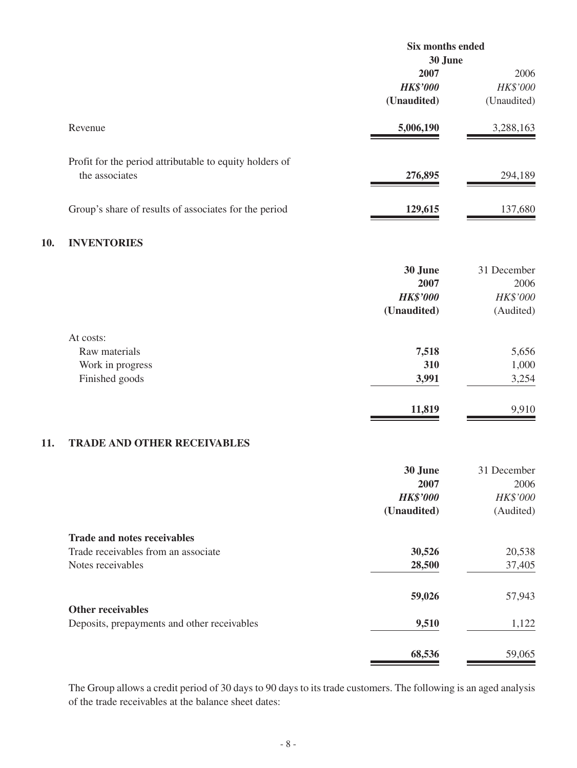| | Six months ended 30 June | |
|---|---|---|
| | **2007** | 2006 |
| | ***HK$'000*** | *HK$'000* |
| | **(Unaudited)** | (Unaudited) |
| Revenue | **5,006,190** | 3,288,163 |
| Profit for the period attributable to equity holders of the associates | **276,895** | 294,189 |
| Group's share of results of associates for the period | **129,615** | 137,680 |

## 10. INVENTORIES

| | **30 June 2007** | 31 December 2006 |
|---|---|---|
| | ***HK$'000*** | *HK$'000* |
| | **(Unaudited)** | (Audited) |
| At costs: | | |
| Raw materials | **7,518** | 5,656 |
| Work in progress | **310** | 1,000 |
| Finished goods | **3,991** | 3,254 |
| | **11,819** | 9,910 |

## 11. TRADE AND OTHER RECEIVABLES

| | **30 June 2007** | 31 December 2006 |
|---|---|---|
| | ***HK$'000*** | *HK$'000* |
| | **(Unaudited)** | (Audited) |
| **Trade and notes receivables** | | |
| Trade receivables from an associate | **30,526** | 20,538 |
| Notes receivables | **28,500** | 37,405 |
| | **59,026** | 57,943 |
| **Other receivables** | | |
| Deposits, prepayments and other receivables | **9,510** | 1,122 |
| | **68,536** | 59,065 |

The Group allows a credit period of 30 days to 90 days to its trade customers. The following is an aged analysis of the trade receivables at the balance sheet dates: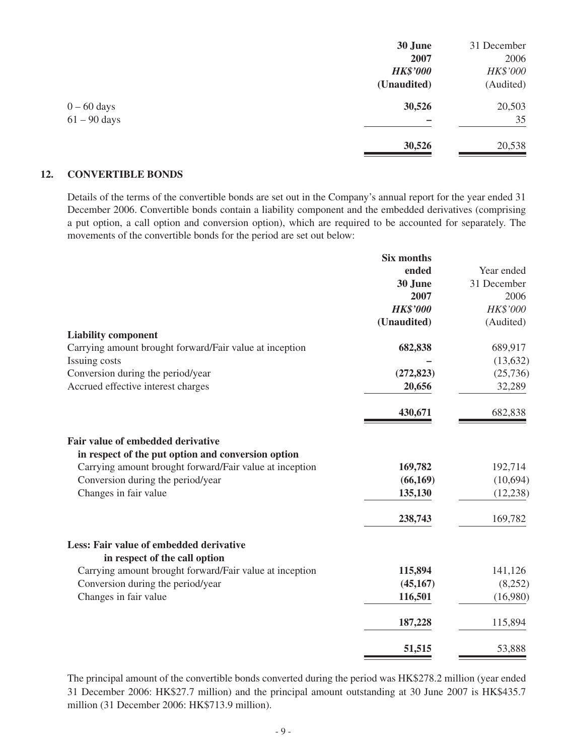| | 30 June 2007 *HK$'000* (Unaudited) | 31 December 2006 *HK$'000* (Audited) |
|---|---|---|
| 0 – 60 days | **30,526** | 20,503 |
| 61 – 90 days | **–** | 35 |
| | **30,526** | 20,538 |

## 12. CONVERTIBLE BONDS

Details of the terms of the convertible bonds are set out in the Company's annual report for the year ended 31 December 2006. Convertible bonds contain a liability component and the embedded derivatives (comprising a put option, a call option and conversion option), which are required to be accounted for separately. The movements of the convertible bonds for the period are set out below:

| | Six months ended 30 June 2007 *HK$'000* (Unaudited) | Year ended 31 December 2006 *HK$'000* (Audited) |
|---|---|---|
| **Liability component** | | |
| Carrying amount brought forward/Fair value at inception | **682,838** | 689,917 |
| Issuing costs | **–** | (13,632) |
| Conversion during the period/year | **(272,823)** | (25,736) |
| Accrued effective interest charges | **20,656** | 32,289 |
| | **430,671** | 682,838 |
| **Fair value of embedded derivative in respect of the put option and conversion option** | | |
| Carrying amount brought forward/Fair value at inception | **169,782** | 192,714 |
| Conversion during the period/year | **(66,169)** | (10,694) |
| Changes in fair value | **135,130** | (12,238) |
| | **238,743** | 169,782 |
| **Less: Fair value of embedded derivative in respect of the call option** | | |
| Carrying amount brought forward/Fair value at inception | **115,894** | 141,126 |
| Conversion during the period/year | **(45,167)** | (8,252) |
| Changes in fair value | **116,501** | (16,980) |
| | **187,228** | 115,894 |
| | **51,515** | 53,888 |

The principal amount of the convertible bonds converted during the period was HK$278.2 million (year ended 31 December 2006: HK$27.7 million) and the principal amount outstanding at 30 June 2007 is HK$435.7 million (31 December 2006: HK$713.9 million).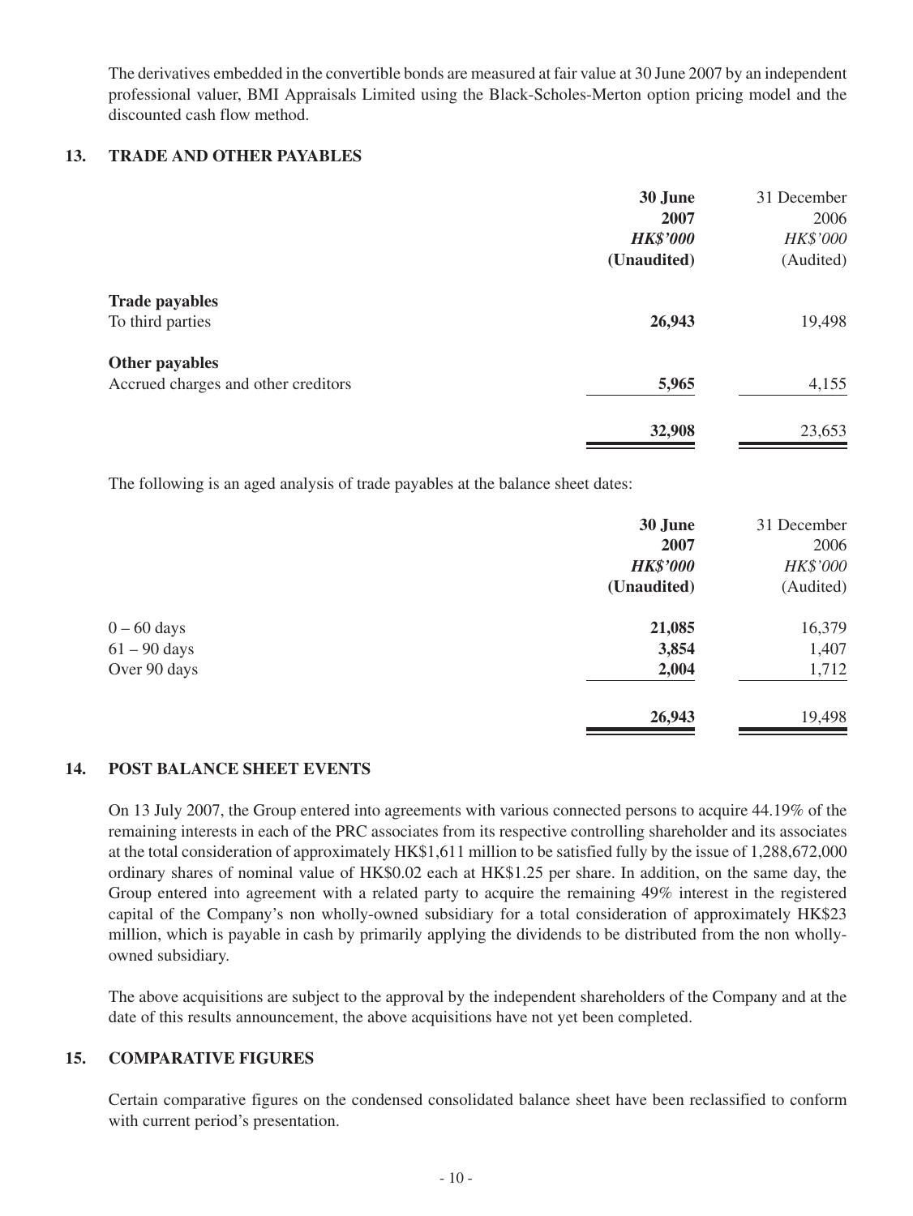The derivatives embedded in the convertible bonds are measured at fair value at 30 June 2007 by an independent professional valuer, BMI Appraisals Limited using the Black-Scholes-Merton option pricing model and the discounted cash flow method.

## 13. TRADE AND OTHER PAYABLES

| | 30 June 2007 *HK$'000* (Unaudited) | 31 December 2006 *HK$'000* (Audited) |
|---|---|---|
| **Trade payables** | | |
| To third parties | **26,943** | 19,498 |
| **Other payables** | | |
| Accrued charges and other creditors | **5,965** | 4,155 |
| | **32,908** | 23,653 |

The following is an aged analysis of trade payables at the balance sheet dates:

| | 30 June 2007 *HK$'000* (Unaudited) | 31 December 2006 *HK$'000* (Audited) |
|---|---|---|
| 0 – 60 days | **21,085** | 16,379 |
| 61 – 90 days | **3,854** | 1,407 |
| Over 90 days | **2,004** | 1,712 |
| | **26,943** | 19,498 |

## 14. POST BALANCE SHEET EVENTS

On 13 July 2007, the Group entered into agreements with various connected persons to acquire 44.19% of the remaining interests in each of the PRC associates from its respective controlling shareholder and its associates at the total consideration of approximately HK$1,611 million to be satisfied fully by the issue of 1,288,672,000 ordinary shares of nominal value of HK$0.02 each at HK$1.25 per share. In addition, on the same day, the Group entered into agreement with a related party to acquire the remaining 49% interest in the registered capital of the Company's non wholly-owned subsidiary for a total consideration of approximately HK$23 million, which is payable in cash by primarily applying the dividends to be distributed from the non wholly-owned subsidiary.

The above acquisitions are subject to the approval by the independent shareholders of the Company and at the date of this results announcement, the above acquisitions have not yet been completed.

## 15. COMPARATIVE FIGURES

Certain comparative figures on the condensed consolidated balance sheet have been reclassified to conform with current period's presentation.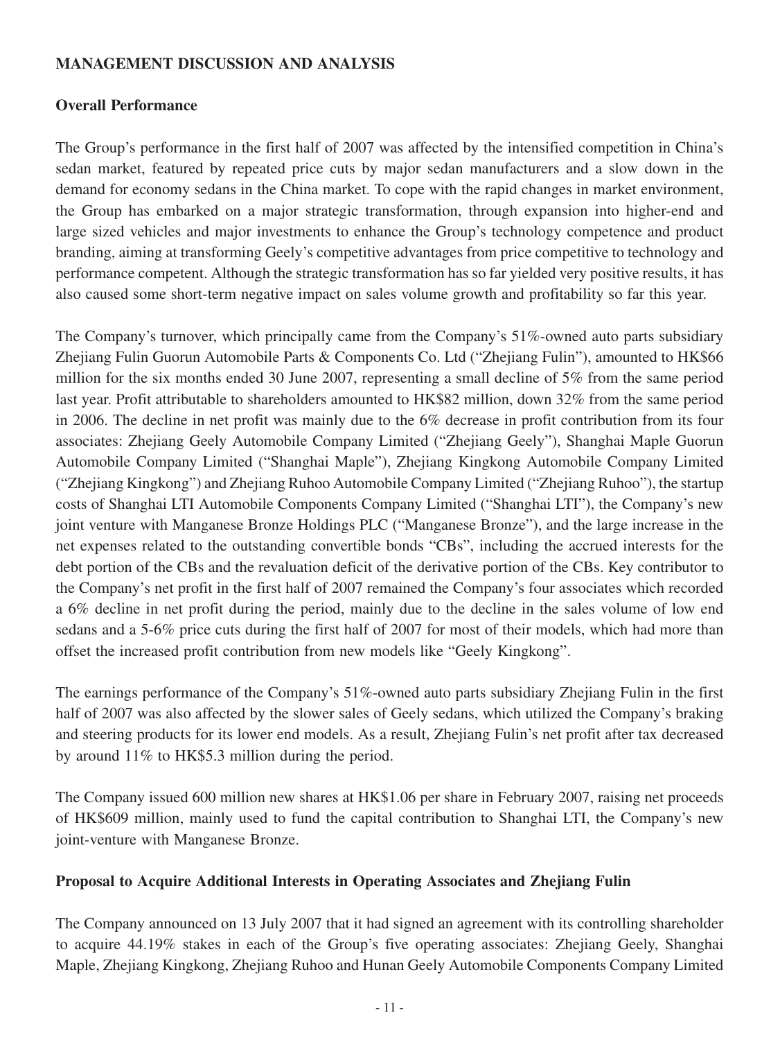**MANAGEMENT DISCUSSION AND ANALYSIS**

**Overall Performance**

The Group's performance in the first half of 2007 was affected by the intensified competition in China's sedan market, featured by repeated price cuts by major sedan manufacturers and a slow down in the demand for economy sedans in the China market. To cope with the rapid changes in market environment, the Group has embarked on a major strategic transformation, through expansion into higher-end and large sized vehicles and major investments to enhance the Group's technology competence and product branding, aiming at transforming Geely's competitive advantages from price competitive to technology and performance competent. Although the strategic transformation has so far yielded very positive results, it has also caused some short-term negative impact on sales volume growth and profitability so far this year.

The Company's turnover, which principally came from the Company's 51%-owned auto parts subsidiary Zhejiang Fulin Guorun Automobile Parts & Components Co. Ltd ("Zhejiang Fulin"), amounted to HK$66 million for the six months ended 30 June 2007, representing a small decline of 5% from the same period last year. Profit attributable to shareholders amounted to HK$82 million, down 32% from the same period in 2006. The decline in net profit was mainly due to the 6% decrease in profit contribution from its four associates: Zhejiang Geely Automobile Company Limited ("Zhejiang Geely"), Shanghai Maple Guorun Automobile Company Limited ("Shanghai Maple"), Zhejiang Kingkong Automobile Company Limited ("Zhejiang Kingkong") and Zhejiang Ruhoo Automobile Company Limited ("Zhejiang Ruhoo"), the startup costs of Shanghai LTI Automobile Components Company Limited ("Shanghai LTI"), the Company's new joint venture with Manganese Bronze Holdings PLC ("Manganese Bronze"), and the large increase in the net expenses related to the outstanding convertible bonds "CBs", including the accrued interests for the debt portion of the CBs and the revaluation deficit of the derivative portion of the CBs. Key contributor to the Company's net profit in the first half of 2007 remained the Company's four associates which recorded a 6% decline in net profit during the period, mainly due to the decline in the sales volume of low end sedans and a 5-6% price cuts during the first half of 2007 for most of their models, which had more than offset the increased profit contribution from new models like "Geely Kingkong".

The earnings performance of the Company's 51%-owned auto parts subsidiary Zhejiang Fulin in the first half of 2007 was also affected by the slower sales of Geely sedans, which utilized the Company's braking and steering products for its lower end models. As a result, Zhejiang Fulin's net profit after tax decreased by around 11% to HK$5.3 million during the period.

The Company issued 600 million new shares at HK$1.06 per share in February 2007, raising net proceeds of HK$609 million, mainly used to fund the capital contribution to Shanghai LTI, the Company's new joint-venture with Manganese Bronze.

**Proposal to Acquire Additional Interests in Operating Associates and Zhejiang Fulin**

The Company announced on 13 July 2007 that it had signed an agreement with its controlling shareholder to acquire 44.19% stakes in each of the Group's five operating associates: Zhejiang Geely, Shanghai Maple, Zhejiang Kingkong, Zhejiang Ruhoo and Hunan Geely Automobile Components Company Limited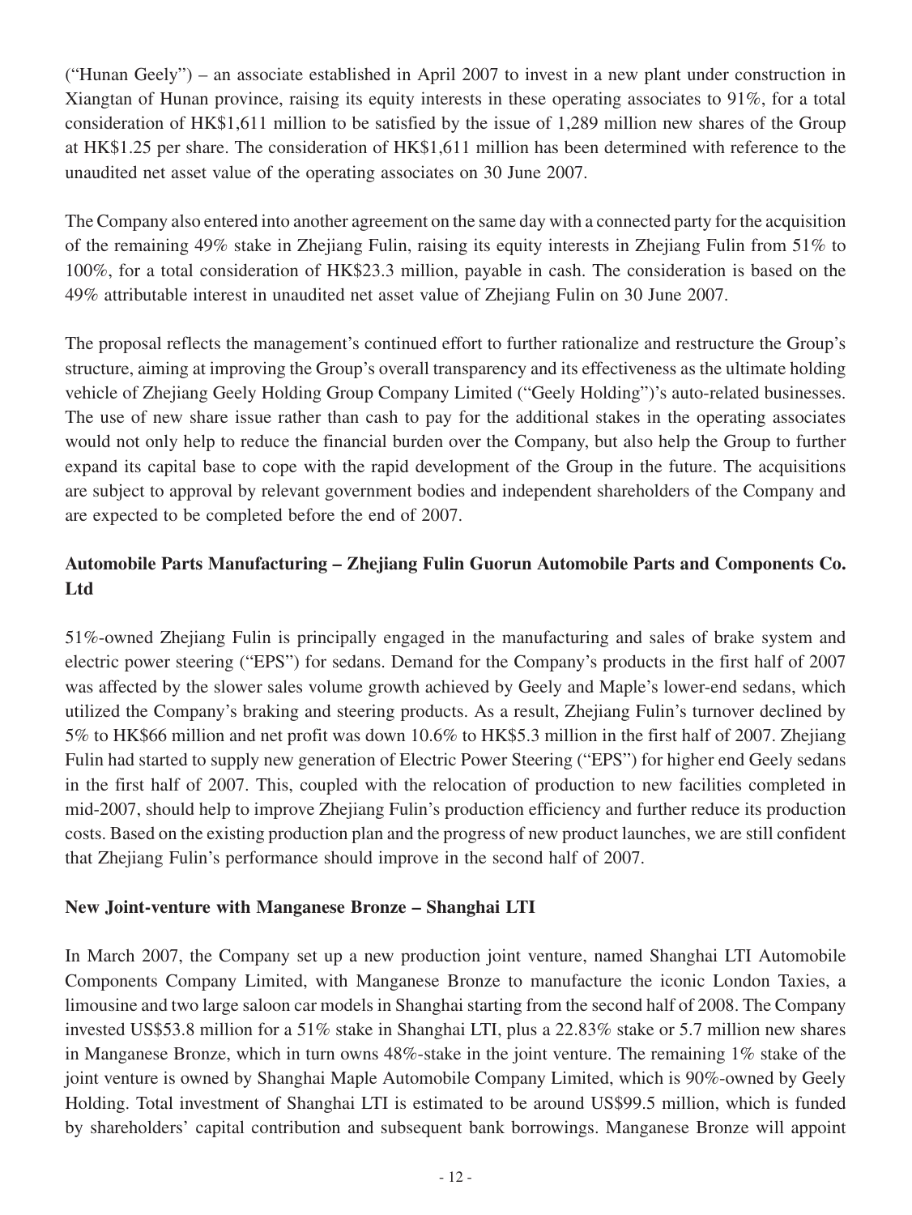("Hunan Geely") – an associate established in April 2007 to invest in a new plant under construction in Xiangtan of Hunan province, raising its equity interests in these operating associates to 91%, for a total consideration of HK$1,611 million to be satisfied by the issue of 1,289 million new shares of the Group at HK$1.25 per share. The consideration of HK$1,611 million has been determined with reference to the unaudited net asset value of the operating associates on 30 June 2007.

The Company also entered into another agreement on the same day with a connected party for the acquisition of the remaining 49% stake in Zhejiang Fulin, raising its equity interests in Zhejiang Fulin from 51% to 100%, for a total consideration of HK$23.3 million, payable in cash. The consideration is based on the 49% attributable interest in unaudited net asset value of Zhejiang Fulin on 30 June 2007.

The proposal reflects the management's continued effort to further rationalize and restructure the Group's structure, aiming at improving the Group's overall transparency and its effectiveness as the ultimate holding vehicle of Zhejiang Geely Holding Group Company Limited ("Geely Holding")'s auto-related businesses. The use of new share issue rather than cash to pay for the additional stakes in the operating associates would not only help to reduce the financial burden over the Company, but also help the Group to further expand its capital base to cope with the rapid development of the Group in the future. The acquisitions are subject to approval by relevant government bodies and independent shareholders of the Company and are expected to be completed before the end of 2007.

**Automobile Parts Manufacturing – Zhejiang Fulin Guorun Automobile Parts and Components Co. Ltd**

51%-owned Zhejiang Fulin is principally engaged in the manufacturing and sales of brake system and electric power steering ("EPS") for sedans. Demand for the Company's products in the first half of 2007 was affected by the slower sales volume growth achieved by Geely and Maple's lower-end sedans, which utilized the Company's braking and steering products. As a result, Zhejiang Fulin's turnover declined by 5% to HK$66 million and net profit was down 10.6% to HK$5.3 million in the first half of 2007. Zhejiang Fulin had started to supply new generation of Electric Power Steering ("EPS") for higher end Geely sedans in the first half of 2007. This, coupled with the relocation of production to new facilities completed in mid-2007, should help to improve Zhejiang Fulin's production efficiency and further reduce its production costs. Based on the existing production plan and the progress of new product launches, we are still confident that Zhejiang Fulin's performance should improve in the second half of 2007.

**New Joint-venture with Manganese Bronze – Shanghai LTI**

In March 2007, the Company set up a new production joint venture, named Shanghai LTI Automobile Components Company Limited, with Manganese Bronze to manufacture the iconic London Taxies, a limousine and two large saloon car models in Shanghai starting from the second half of 2008. The Company invested US$53.8 million for a 51% stake in Shanghai LTI, plus a 22.83% stake or 5.7 million new shares in Manganese Bronze, which in turn owns 48%-stake in the joint venture. The remaining 1% stake of the joint venture is owned by Shanghai Maple Automobile Company Limited, which is 90%-owned by Geely Holding. Total investment of Shanghai LTI is estimated to be around US$99.5 million, which is funded by shareholders' capital contribution and subsequent bank borrowings. Manganese Bronze will appoint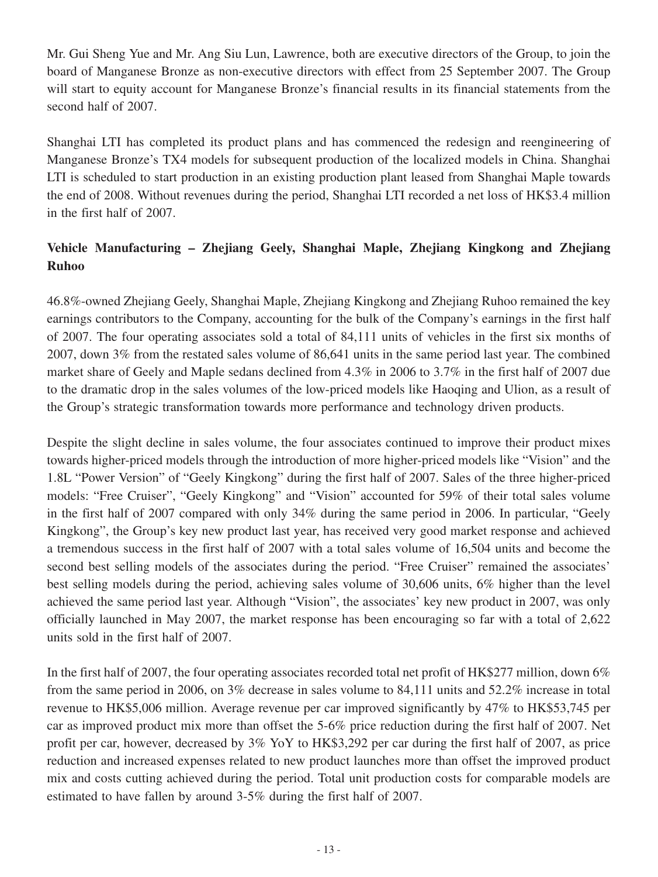Mr. Gui Sheng Yue and Mr. Ang Siu Lun, Lawrence, both are executive directors of the Group, to join the board of Manganese Bronze as non-executive directors with effect from 25 September 2007. The Group will start to equity account for Manganese Bronze's financial results in its financial statements from the second half of 2007.

Shanghai LTI has completed its product plans and has commenced the redesign and reengineering of Manganese Bronze's TX4 models for subsequent production of the localized models in China. Shanghai LTI is scheduled to start production in an existing production plant leased from Shanghai Maple towards the end of 2008. Without revenues during the period, Shanghai LTI recorded a net loss of HK$3.4 million in the first half of 2007.

**Vehicle Manufacturing – Zhejiang Geely, Shanghai Maple, Zhejiang Kingkong and Zhejiang Ruhoo**

46.8%-owned Zhejiang Geely, Shanghai Maple, Zhejiang Kingkong and Zhejiang Ruhoo remained the key earnings contributors to the Company, accounting for the bulk of the Company's earnings in the first half of 2007. The four operating associates sold a total of 84,111 units of vehicles in the first six months of 2007, down 3% from the restated sales volume of 86,641 units in the same period last year. The combined market share of Geely and Maple sedans declined from 4.3% in 2006 to 3.7% in the first half of 2007 due to the dramatic drop in the sales volumes of the low-priced models like Haoqing and Ulion, as a result of the Group's strategic transformation towards more performance and technology driven products.

Despite the slight decline in sales volume, the four associates continued to improve their product mixes towards higher-priced models through the introduction of more higher-priced models like "Vision" and the 1.8L "Power Version" of "Geely Kingkong" during the first half of 2007. Sales of the three higher-priced models: "Free Cruiser", "Geely Kingkong" and "Vision" accounted for 59% of their total sales volume in the first half of 2007 compared with only 34% during the same period in 2006. In particular, "Geely Kingkong", the Group's key new product last year, has received very good market response and achieved a tremendous success in the first half of 2007 with a total sales volume of 16,504 units and become the second best selling models of the associates during the period. "Free Cruiser" remained the associates' best selling models during the period, achieving sales volume of 30,606 units, 6% higher than the level achieved the same period last year. Although "Vision", the associates' key new product in 2007, was only officially launched in May 2007, the market response has been encouraging so far with a total of 2,622 units sold in the first half of 2007.

In the first half of 2007, the four operating associates recorded total net profit of HK$277 million, down 6% from the same period in 2006, on 3% decrease in sales volume to 84,111 units and 52.2% increase in total revenue to HK$5,006 million. Average revenue per car improved significantly by 47% to HK$53,745 per car as improved product mix more than offset the 5-6% price reduction during the first half of 2007. Net profit per car, however, decreased by 3% YoY to HK$3,292 per car during the first half of 2007, as price reduction and increased expenses related to new product launches more than offset the improved product mix and costs cutting achieved during the period. Total unit production costs for comparable models are estimated to have fallen by around 3-5% during the first half of 2007.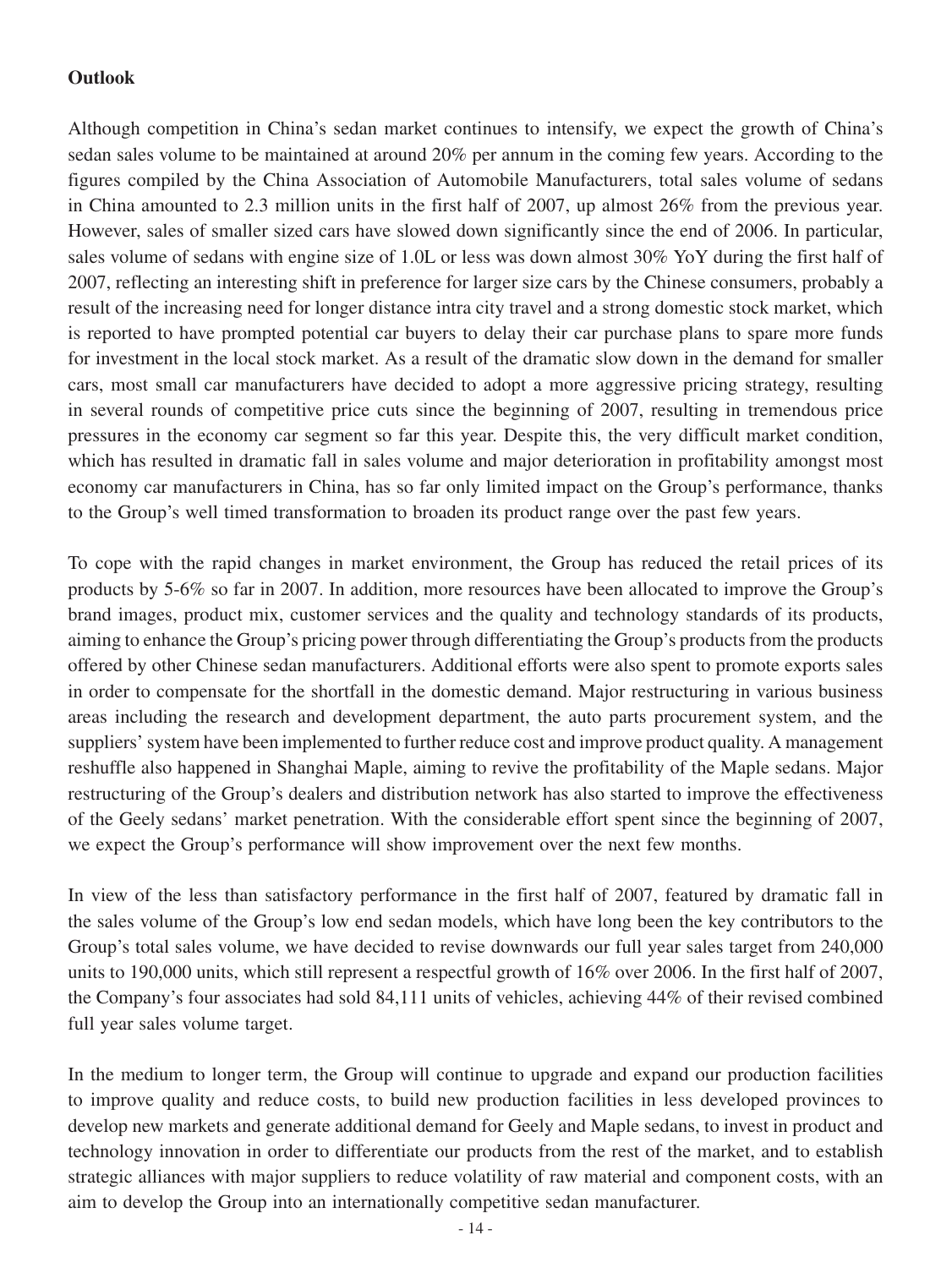**Outlook**

Although competition in China's sedan market continues to intensify, we expect the growth of China's sedan sales volume to be maintained at around 20% per annum in the coming few years. According to the figures compiled by the China Association of Automobile Manufacturers, total sales volume of sedans in China amounted to 2.3 million units in the first half of 2007, up almost 26% from the previous year. However, sales of smaller sized cars have slowed down significantly since the end of 2006. In particular, sales volume of sedans with engine size of 1.0L or less was down almost 30% YoY during the first half of 2007, reflecting an interesting shift in preference for larger size cars by the Chinese consumers, probably a result of the increasing need for longer distance intra city travel and a strong domestic stock market, which is reported to have prompted potential car buyers to delay their car purchase plans to spare more funds for investment in the local stock market. As a result of the dramatic slow down in the demand for smaller cars, most small car manufacturers have decided to adopt a more aggressive pricing strategy, resulting in several rounds of competitive price cuts since the beginning of 2007, resulting in tremendous price pressures in the economy car segment so far this year. Despite this, the very difficult market condition, which has resulted in dramatic fall in sales volume and major deterioration in profitability amongst most economy car manufacturers in China, has so far only limited impact on the Group's performance, thanks to the Group's well timed transformation to broaden its product range over the past few years.

To cope with the rapid changes in market environment, the Group has reduced the retail prices of its products by 5-6% so far in 2007. In addition, more resources have been allocated to improve the Group's brand images, product mix, customer services and the quality and technology standards of its products, aiming to enhance the Group's pricing power through differentiating the Group's products from the products offered by other Chinese sedan manufacturers. Additional efforts were also spent to promote exports sales in order to compensate for the shortfall in the domestic demand. Major restructuring in various business areas including the research and development department, the auto parts procurement system, and the suppliers' system have been implemented to further reduce cost and improve product quality. A management reshuffle also happened in Shanghai Maple, aiming to revive the profitability of the Maple sedans. Major restructuring of the Group's dealers and distribution network has also started to improve the effectiveness of the Geely sedans' market penetration. With the considerable effort spent since the beginning of 2007, we expect the Group's performance will show improvement over the next few months.

In view of the less than satisfactory performance in the first half of 2007, featured by dramatic fall in the sales volume of the Group's low end sedan models, which have long been the key contributors to the Group's total sales volume, we have decided to revise downwards our full year sales target from 240,000 units to 190,000 units, which still represent a respectful growth of 16% over 2006. In the first half of 2007, the Company's four associates had sold 84,111 units of vehicles, achieving 44% of their revised combined full year sales volume target.

In the medium to longer term, the Group will continue to upgrade and expand our production facilities to improve quality and reduce costs, to build new production facilities in less developed provinces to develop new markets and generate additional demand for Geely and Maple sedans, to invest in product and technology innovation in order to differentiate our products from the rest of the market, and to establish strategic alliances with major suppliers to reduce volatility of raw material and component costs, with an aim to develop the Group into an internationally competitive sedan manufacturer.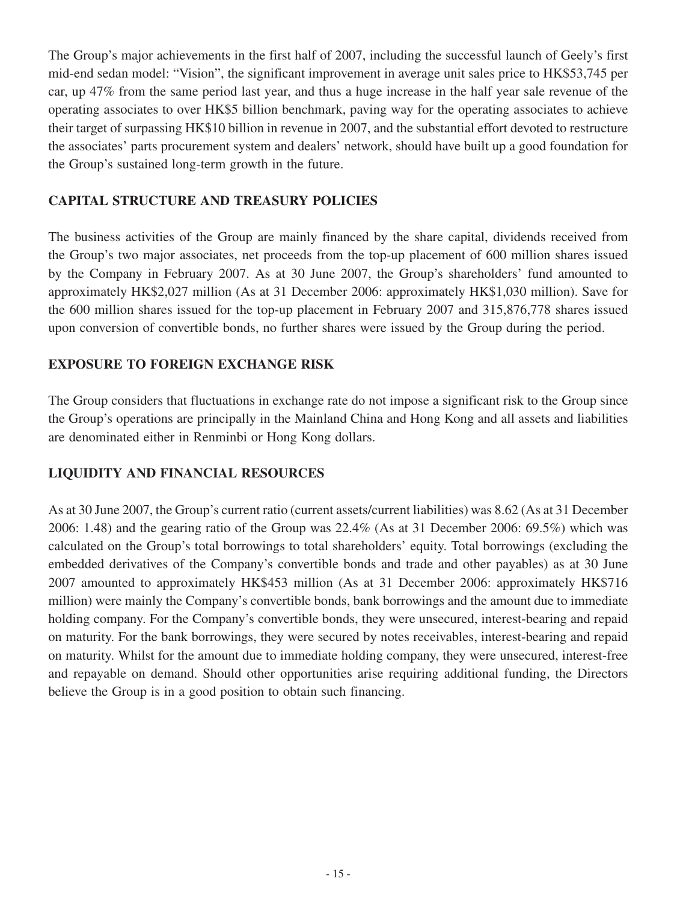The Group's major achievements in the first half of 2007, including the successful launch of Geely's first mid-end sedan model: "Vision", the significant improvement in average unit sales price to HK$53,745 per car, up 47% from the same period last year, and thus a huge increase in the half year sale revenue of the operating associates to over HK$5 billion benchmark, paving way for the operating associates to achieve their target of surpassing HK$10 billion in revenue in 2007, and the substantial effort devoted to restructure the associates' parts procurement system and dealers' network, should have built up a good foundation for the Group's sustained long-term growth in the future.

## CAPITAL STRUCTURE AND TREASURY POLICIES

The business activities of the Group are mainly financed by the share capital, dividends received from the Group's two major associates, net proceeds from the top-up placement of 600 million shares issued by the Company in February 2007. As at 30 June 2007, the Group's shareholders' fund amounted to approximately HK$2,027 million (As at 31 December 2006: approximately HK$1,030 million). Save for the 600 million shares issued for the top-up placement in February 2007 and 315,876,778 shares issued upon conversion of convertible bonds, no further shares were issued by the Group during the period.

## EXPOSURE TO FOREIGN EXCHANGE RISK

The Group considers that fluctuations in exchange rate do not impose a significant risk to the Group since the Group's operations are principally in the Mainland China and Hong Kong and all assets and liabilities are denominated either in Renminbi or Hong Kong dollars.

## LIQUIDITY AND FINANCIAL RESOURCES

As at 30 June 2007, the Group's current ratio (current assets/current liabilities) was 8.62 (As at 31 December 2006: 1.48) and the gearing ratio of the Group was 22.4% (As at 31 December 2006: 69.5%) which was calculated on the Group's total borrowings to total shareholders' equity. Total borrowings (excluding the embedded derivatives of the Company's convertible bonds and trade and other payables) as at 30 June 2007 amounted to approximately HK$453 million (As at 31 December 2006: approximately HK$716 million) were mainly the Company's convertible bonds, bank borrowings and the amount due to immediate holding company. For the Company's convertible bonds, they were unsecured, interest-bearing and repaid on maturity. For the bank borrowings, they were secured by notes receivables, interest-bearing and repaid on maturity. Whilst for the amount due to immediate holding company, they were unsecured, interest-free and repayable on demand. Should other opportunities arise requiring additional funding, the Directors believe the Group is in a good position to obtain such financing.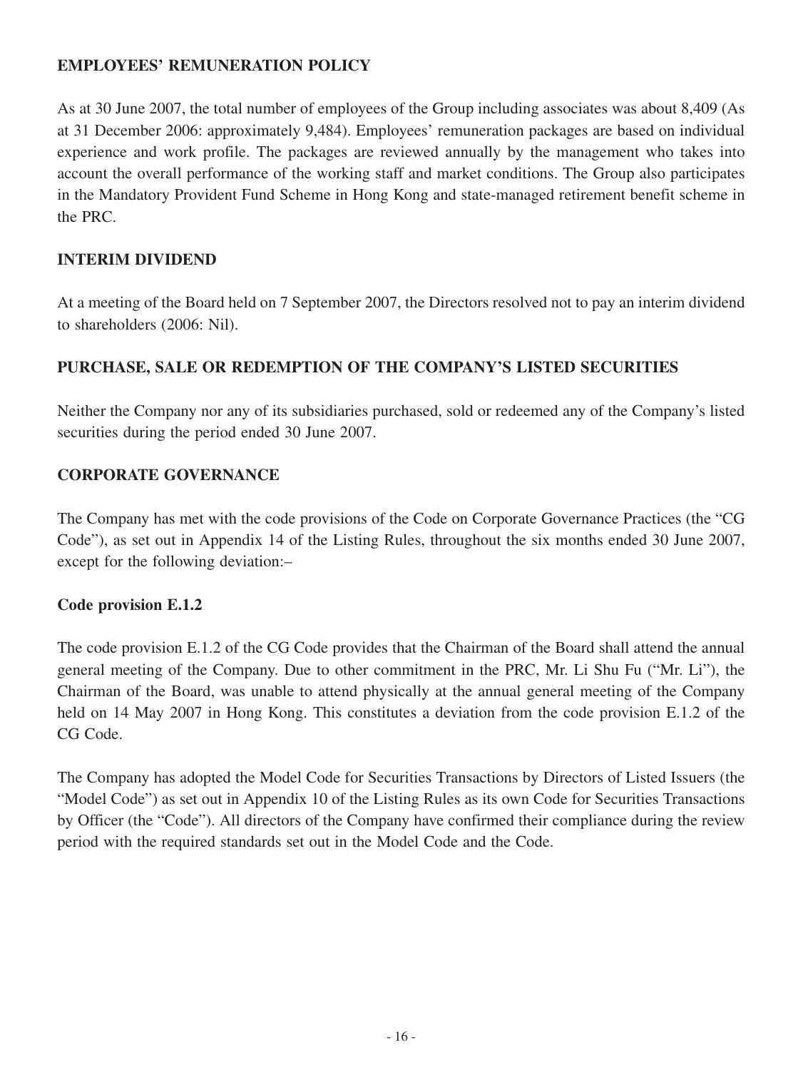## EMPLOYEES' REMUNERATION POLICY

As at 30 June 2007, the total number of employees of the Group including associates was about 8,409 (As at 31 December 2006: approximately 9,484). Employees' remuneration packages are based on individual experience and work profile. The packages are reviewed annually by the management who takes into account the overall performance of the working staff and market conditions. The Group also participates in the Mandatory Provident Fund Scheme in Hong Kong and state-managed retirement benefit scheme in the PRC.

## INTERIM DIVIDEND

At a meeting of the Board held on 7 September 2007, the Directors resolved not to pay an interim dividend to shareholders (2006: Nil).

## PURCHASE, SALE OR REDEMPTION OF THE COMPANY'S LISTED SECURITIES

Neither the Company nor any of its subsidiaries purchased, sold or redeemed any of the Company's listed securities during the period ended 30 June 2007.

## CORPORATE GOVERNANCE

The Company has met with the code provisions of the Code on Corporate Governance Practices (the "CG Code"), as set out in Appendix 14 of the Listing Rules, throughout the six months ended 30 June 2007, except for the following deviation:–

### Code provision E.1.2

The code provision E.1.2 of the CG Code provides that the Chairman of the Board shall attend the annual general meeting of the Company. Due to other commitment in the PRC, Mr. Li Shu Fu ("Mr. Li"), the Chairman of the Board, was unable to attend physically at the annual general meeting of the Company held on 14 May 2007 in Hong Kong. This constitutes a deviation from the code provision E.1.2 of the CG Code.

The Company has adopted the Model Code for Securities Transactions by Directors of Listed Issuers (the "Model Code") as set out in Appendix 10 of the Listing Rules as its own Code for Securities Transactions by Officer (the "Code"). All directors of the Company have confirmed their compliance during the review period with the required standards set out in the Model Code and the Code.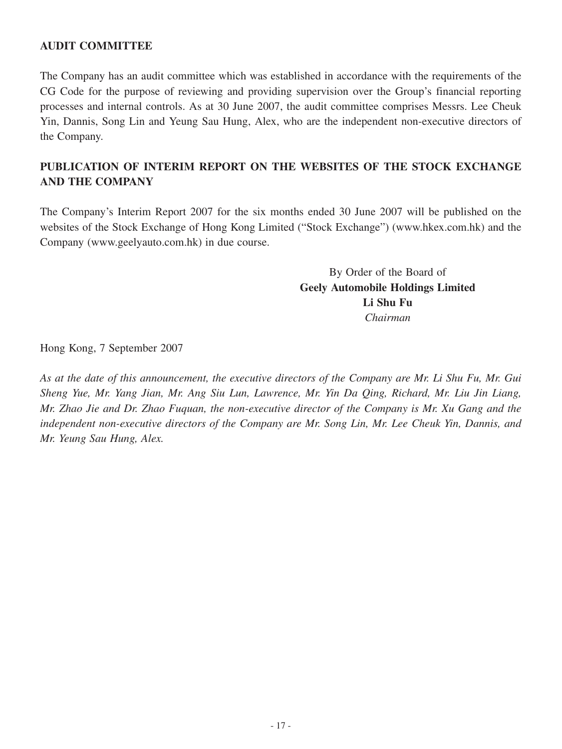## AUDIT COMMITTEE

The Company has an audit committee which was established in accordance with the requirements of the CG Code for the purpose of reviewing and providing supervision over the Group's financial reporting processes and internal controls. As at 30 June 2007, the audit committee comprises Messrs. Lee Cheuk Yin, Dannis, Song Lin and Yeung Sau Hung, Alex, who are the independent non-executive directors of the Company.

## PUBLICATION OF INTERIM REPORT ON THE WEBSITES OF THE STOCK EXCHANGE AND THE COMPANY

The Company's Interim Report 2007 for the six months ended 30 June 2007 will be published on the websites of the Stock Exchange of Hong Kong Limited ("Stock Exchange") (www.hkex.com.hk) and the Company (www.geelyauto.com.hk) in due course.

By Order of the Board of
**Geely Automobile Holdings Limited**
**Li Shu Fu**
*Chairman*

Hong Kong, 7 September 2007

*As at the date of this announcement, the executive directors of the Company are Mr. Li Shu Fu, Mr. Gui Sheng Yue, Mr. Yang Jian, Mr. Ang Siu Lun, Lawrence, Mr. Yin Da Qing, Richard, Mr. Liu Jin Liang, Mr. Zhao Jie and Dr. Zhao Fuquan, the non-executive director of the Company is Mr. Xu Gang and the independent non-executive directors of the Company are Mr. Song Lin, Mr. Lee Cheuk Yin, Dannis, and Mr. Yeung Sau Hung, Alex.*